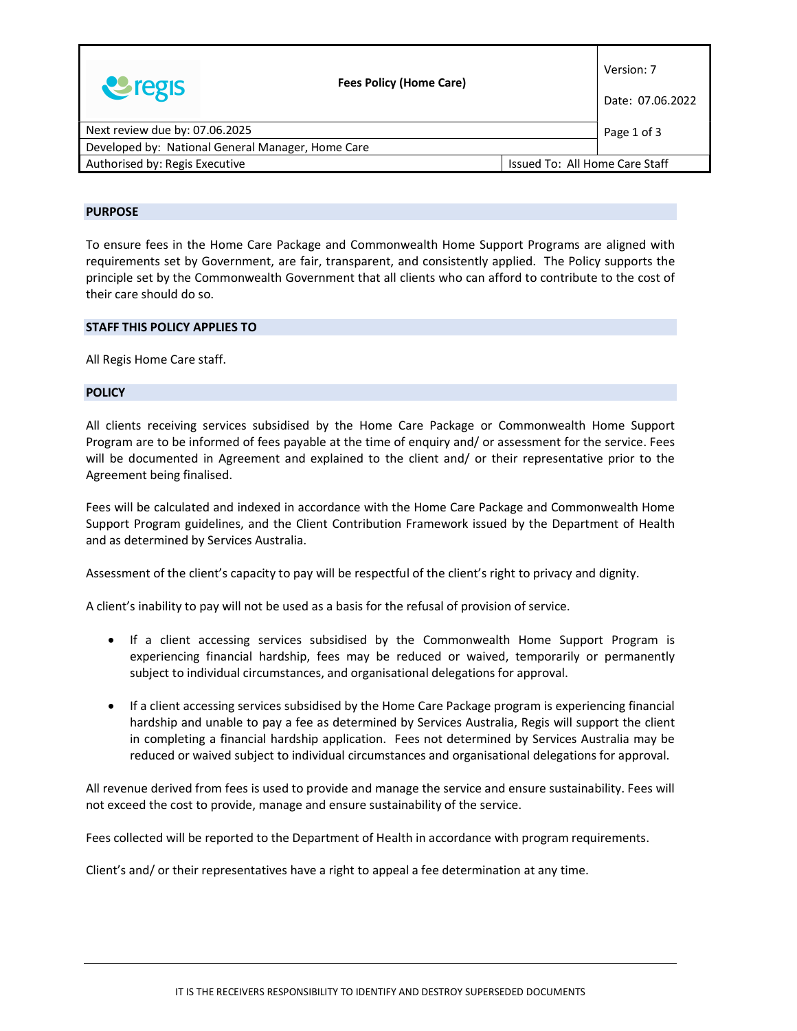| regis | Fees Policy (Home Care) | Version: 7<br><br>Date: 07.06.2022 |
|---|---|---|
| Next review due by: 07.06.2025 | | |
| Developed by: National General Manager, Home Care | | |
| Authorised by: Regis Executive | Issued To: All Home Care Staff | |

## PURPOSE

To ensure fees in the Home Care Package and Commonwealth Home Support Programs are aligned with requirements set by Government, are fair, transparent, and consistently applied. The Policy supports the principle set by the Commonwealth Government that all clients who can afford to contribute to the cost of their care should do so.

## STAFF THIS POLICY APPLIES TO

All Regis Home Care staff.

## POLICY

All clients receiving services subsidised by the Home Care Package or Commonwealth Home Support Program are to be informed of fees payable at the time of enquiry and/ or assessment for the service. Fees will be documented in Agreement and explained to the client and/ or their representative prior to the Agreement being finalised.

Fees will be calculated and indexed in accordance with the Home Care Package and Commonwealth Home Support Program guidelines, and the Client Contribution Framework issued by the Department of Health and as determined by Services Australia.

Assessment of the client's capacity to pay will be respectful of the client's right to privacy and dignity.

A client's inability to pay will not be used as a basis for the refusal of provision of service.

- If a client accessing services subsidised by the Commonwealth Home Support Program is experiencing financial hardship, fees may be reduced or waived, temporarily or permanently subject to individual circumstances, and organisational delegations for approval.
- If a client accessing services subsidised by the Home Care Package program is experiencing financial hardship and unable to pay a fee as determined by Services Australia, Regis will support the client in completing a financial hardship application. Fees not determined by Services Australia may be reduced or waived subject to individual circumstances and organisational delegations for approval.

All revenue derived from fees is used to provide and manage the service and ensure sustainability. Fees will not exceed the cost to provide, manage and ensure sustainability of the service.

Fees collected will be reported to the Department of Health in accordance with program requirements.

Client's and/ or their representatives have a right to appeal a fee determination at any time.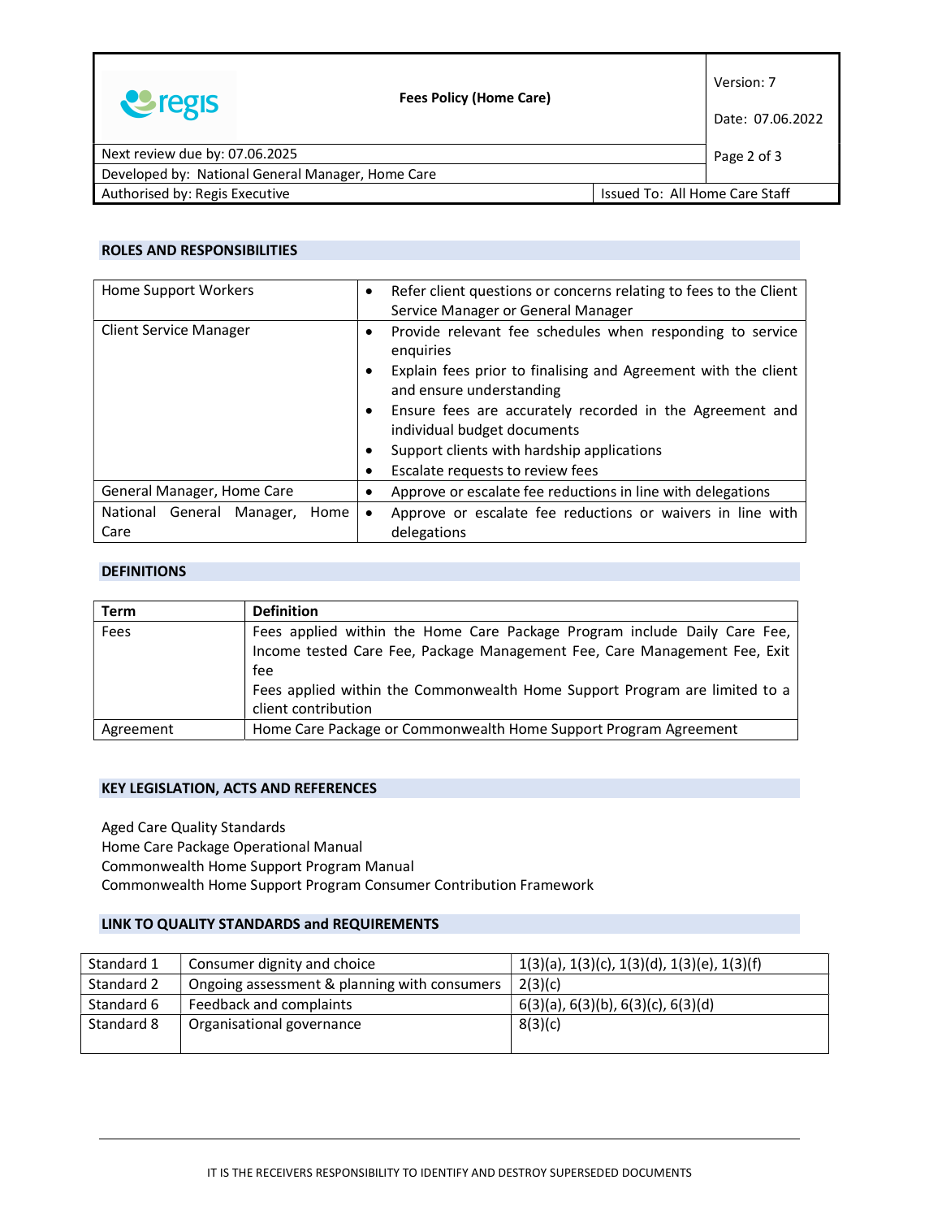## ROLES AND RESPONSIBILITIES

| | |
|---|---|
| Home Support Workers | • Refer client questions or concerns relating to fees to the Client Service Manager or General Manager |
| Client Service Manager | • Provide relevant fee schedules when responding to service enquiries<br>• Explain fees prior to finalising and Agreement with the client and ensure understanding<br>• Ensure fees are accurately recorded in the Agreement and individual budget documents<br>• Support clients with hardship applications<br>• Escalate requests to review fees |
| General Manager, Home Care | • Approve or escalate fee reductions in line with delegations |
| National General Manager, Home Care | • Approve or escalate fee reductions or waivers in line with delegations |

## DEFINITIONS

| Term | Definition |
|---|---|
| Fees | Fees applied within the Home Care Package Program include Daily Care Fee, Income tested Care Fee, Package Management Fee, Care Management Fee, Exit fee<br>Fees applied within the Commonwealth Home Support Program are limited to a client contribution |
| Agreement | Home Care Package or Commonwealth Home Support Program Agreement |

## KEY LEGISLATION, ACTS AND REFERENCES

Aged Care Quality Standards
Home Care Package Operational Manual
Commonwealth Home Support Program Manual
Commonwealth Home Support Program Consumer Contribution Framework

## LINK TO QUALITY STANDARDS and REQUIREMENTS

| | | |
|---|---|---|
| Standard 1 | Consumer dignity and choice | 1(3)(a), 1(3)(c), 1(3)(d), 1(3)(e), 1(3)(f) |
| Standard 2 | Ongoing assessment & planning with consumers | 2(3)(c) |
| Standard 6 | Feedback and complaints | 6(3)(a), 6(3)(b), 6(3)(c), 6(3)(d) |
| Standard 8 | Organisational governance | 8(3)(c) |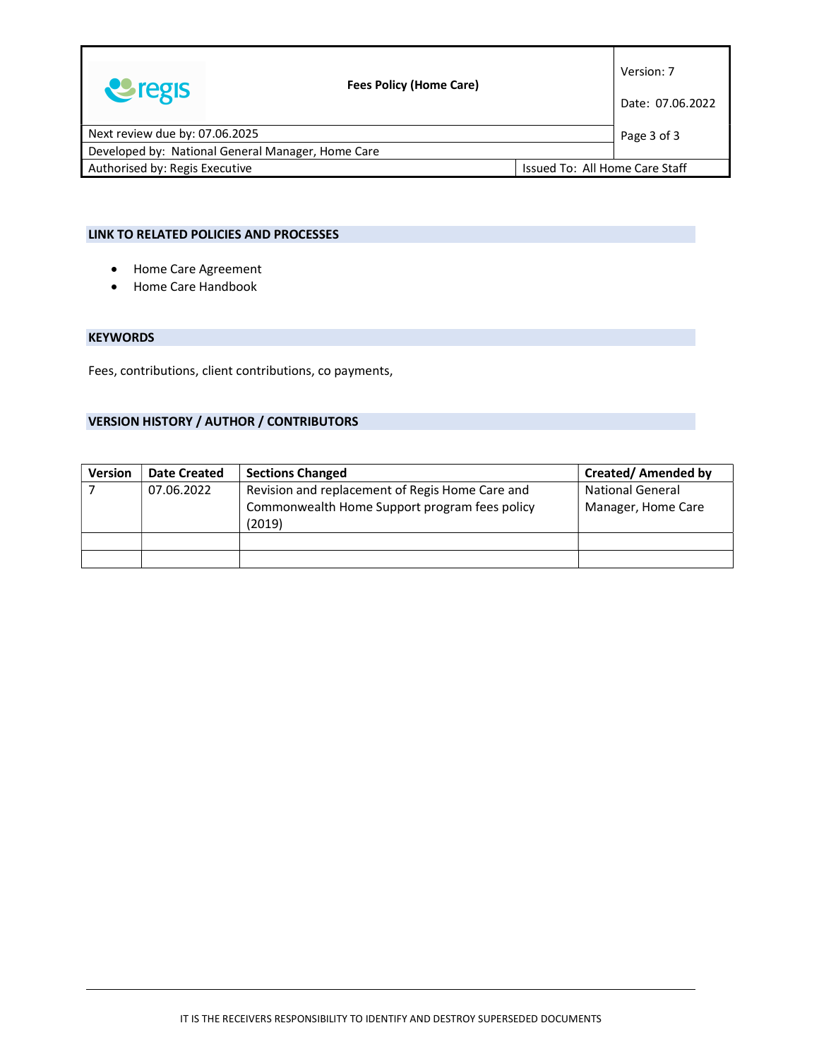## LINK TO RELATED POLICIES AND PROCESSES

- Home Care Agreement
- Home Care Handbook

## KEYWORDS

Fees, contributions, client contributions, co payments,

## VERSION HISTORY / AUTHOR / CONTRIBUTORS

| Version | Date Created | Sections Changed | Created/ Amended by |
|---|---|---|---|
| 7 | 07.06.2022 | Revision and replacement of Regis Home Care and Commonwealth Home Support program fees policy (2019) | National General Manager, Home Care |
| | | | |
| | | | |

IT IS THE RECEIVERS RESPONSIBILITY TO IDENTIFY AND DESTROY SUPERSEDED DOCUMENTS